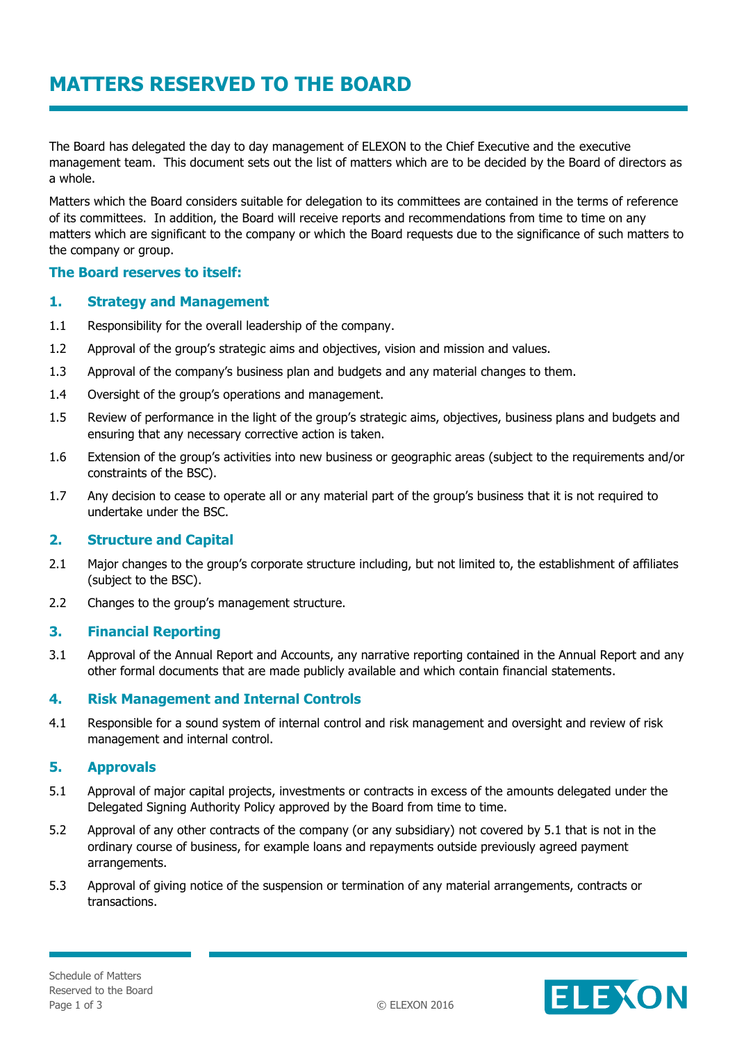# MATTERS RESERVED TO THE BOARD

The Board has delegated the day to day management of ELEXON to the Chief Executive and the executive management team. This document sets out the list of matters which are to be decided by the Board of directors as a whole.

Matters which the Board considers suitable for delegation to its committees are contained in the terms of reference of its committees. In addition, the Board will receive reports and recommendations from time to time on any matters which are significant to the company or which the Board requests due to the significance of such matters to the company or group.

### The Board reserves to itself:

### 1. Strategy and Management

1.1 Responsibility for the overall leadership of the company.

1.2 Approval of the group's strategic aims and objectives, vision and mission and values.

1.3 Approval of the company's business plan and budgets and any material changes to them.

1.4 Oversight of the group's operations and management.

1.5 Review of performance in the light of the group's strategic aims, objectives, business plans and budgets and ensuring that any necessary corrective action is taken.

1.6 Extension of the group's activities into new business or geographic areas (subject to the requirements and/or constraints of the BSC).

1.7 Any decision to cease to operate all or any material part of the group's business that it is not required to undertake under the BSC.

### 2. Structure and Capital

2.1 Major changes to the group's corporate structure including, but not limited to, the establishment of affiliates (subject to the BSC).

2.2 Changes to the group's management structure.

### 3. Financial Reporting

3.1 Approval of the Annual Report and Accounts, any narrative reporting contained in the Annual Report and any other formal documents that are made publicly available and which contain financial statements.

### 4. Risk Management and Internal Controls

4.1 Responsible for a sound system of internal control and risk management and oversight and review of risk management and internal control.

### 5. Approvals

5.1 Approval of major capital projects, investments or contracts in excess of the amounts delegated under the Delegated Signing Authority Policy approved by the Board from time to time.

5.2 Approval of any other contracts of the company (or any subsidiary) not covered by 5.1 that is not in the ordinary course of business, for example loans and repayments outside previously agreed payment arrangements.

5.3 Approval of giving notice of the suspension or termination of any material arrangements, contracts or transactions.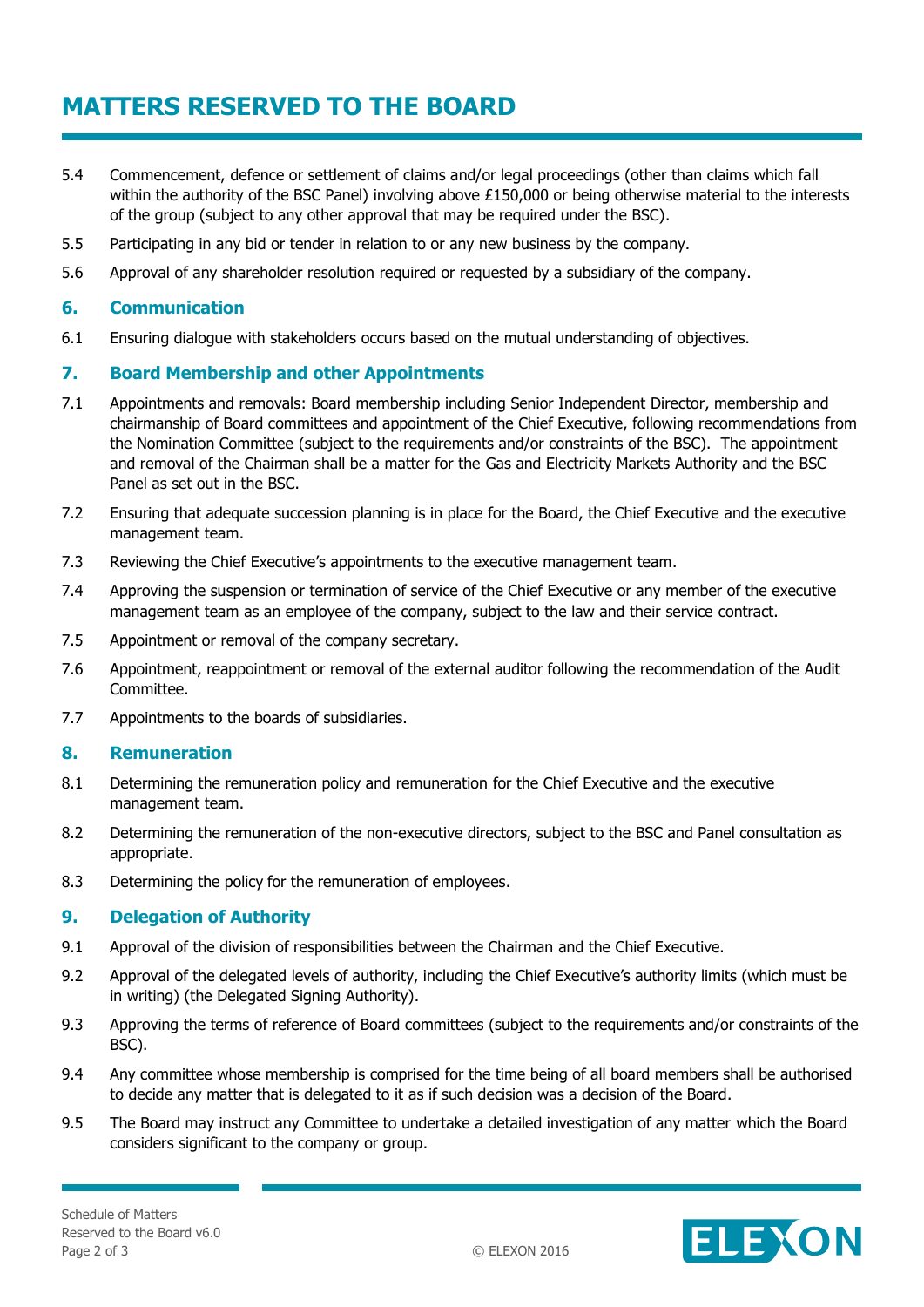# MATTERS RESERVED TO THE BOARD

5.4 Commencement, defence or settlement of claims and/or legal proceedings (other than claims which fall within the authority of the BSC Panel) involving above £150,000 or being otherwise material to the interests of the group (subject to any other approval that may be required under the BSC).

5.5 Participating in any bid or tender in relation to or any new business by the company.

5.6 Approval of any shareholder resolution required or requested by a subsidiary of the company.

## 6. Communication

6.1 Ensuring dialogue with stakeholders occurs based on the mutual understanding of objectives.

## 7. Board Membership and other Appointments

7.1 Appointments and removals: Board membership including Senior Independent Director, membership and chairmanship of Board committees and appointment of the Chief Executive, following recommendations from the Nomination Committee (subject to the requirements and/or constraints of the BSC). The appointment and removal of the Chairman shall be a matter for the Gas and Electricity Markets Authority and the BSC Panel as set out in the BSC.

7.2 Ensuring that adequate succession planning is in place for the Board, the Chief Executive and the executive management team.

7.3 Reviewing the Chief Executive's appointments to the executive management team.

7.4 Approving the suspension or termination of service of the Chief Executive or any member of the executive management team as an employee of the company, subject to the law and their service contract.

7.5 Appointment or removal of the company secretary.

7.6 Appointment, reappointment or removal of the external auditor following the recommendation of the Audit Committee.

7.7 Appointments to the boards of subsidiaries.

## 8. Remuneration

8.1 Determining the remuneration policy and remuneration for the Chief Executive and the executive management team.

8.2 Determining the remuneration of the non-executive directors, subject to the BSC and Panel consultation as appropriate.

8.3 Determining the policy for the remuneration of employees.

## 9. Delegation of Authority

9.1 Approval of the division of responsibilities between the Chairman and the Chief Executive.

9.2 Approval of the delegated levels of authority, including the Chief Executive's authority limits (which must be in writing) (the Delegated Signing Authority).

9.3 Approving the terms of reference of Board committees (subject to the requirements and/or constraints of the BSC).

9.4 Any committee whose membership is comprised for the time being of all board members shall be authorised to decide any matter that is delegated to it as if such decision was a decision of the Board.

9.5 The Board may instruct any Committee to undertake a detailed investigation of any matter which the Board considers significant to the company or group.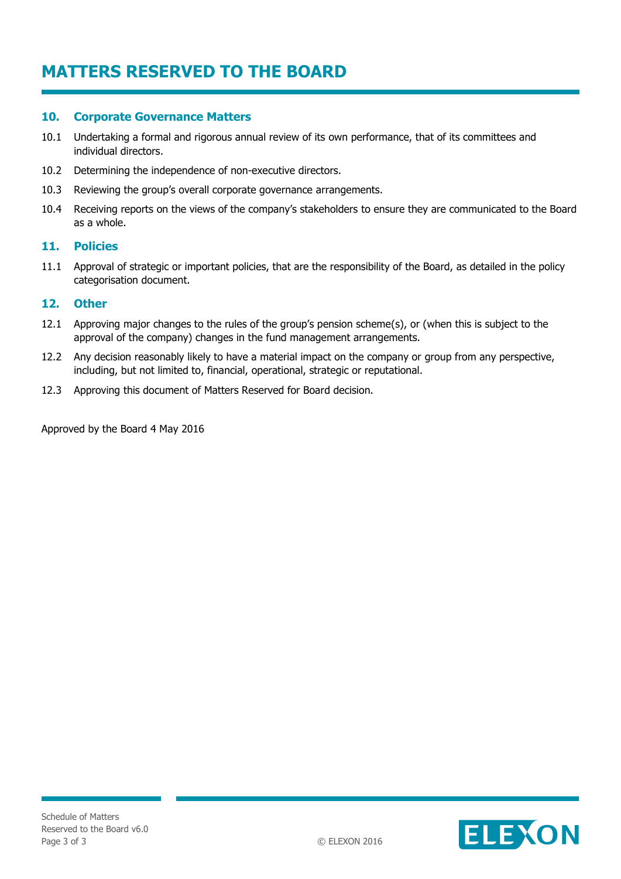# MATTERS RESERVED TO THE BOARD

## 10. Corporate Governance Matters

10.1 Undertaking a formal and rigorous annual review of its own performance, that of its committees and individual directors.

10.2 Determining the independence of non-executive directors.

10.3 Reviewing the group's overall corporate governance arrangements.

10.4 Receiving reports on the views of the company's stakeholders to ensure they are communicated to the Board as a whole.

## 11. Policies

11.1 Approval of strategic or important policies, that are the responsibility of the Board, as detailed in the policy categorisation document.

## 12. Other

12.1 Approving major changes to the rules of the group's pension scheme(s), or (when this is subject to the approval of the company) changes in the fund management arrangements.

12.2 Any decision reasonably likely to have a material impact on the company or group from any perspective, including, but not limited to, financial, operational, strategic or reputational.

12.3 Approving this document of Matters Reserved for Board decision.

Approved by the Board 4 May 2016